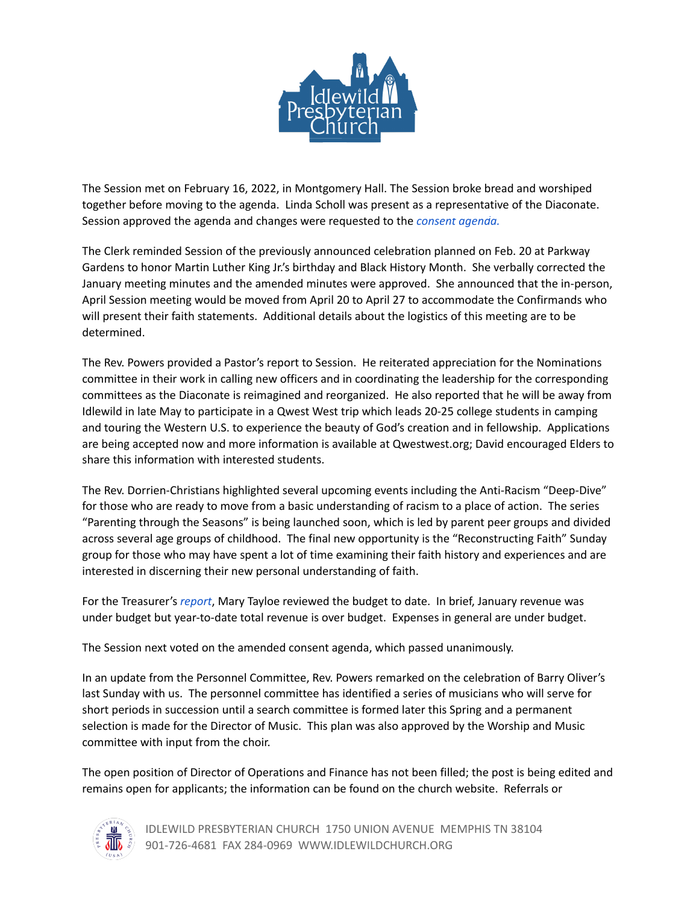The Session met on February 16, 2022, in Montgomery Hall. The Session broke bread and worshiped together before moving to the agenda. Linda Scholl was present as a representative of the Diaconate. Session approved the agenda and changes were requested to the *consent agenda.*

The Clerk reminded Session of the previously announced celebration planned on Feb. 20 at Parkway Gardens to honor Martin Luther King Jr.'s birthday and Black History Month. She verbally corrected the January meeting minutes and the amended minutes were approved. She announced that the in-person, April Session meeting would be moved from April 20 to April 27 to accommodate the Confirmands who will present their faith statements. Additional details about the logistics of this meeting are to be determined.

The Rev. Powers provided a Pastor's report to Session. He reiterated appreciation for the Nominations committee in their work in calling new officers and in coordinating the leadership for the corresponding committees as the Diaconate is reimagined and reorganized. He also reported that he will be away from Idlewild in late May to participate in a Qwest West trip which leads 20-25 college students in camping and touring the Western U.S. to experience the beauty of God's creation and in fellowship. Applications are being accepted now and more information is available at Qwestwest.org; David encouraged Elders to share this information with interested students.

The Rev. Dorrien-Christians highlighted several upcoming events including the Anti-Racism "Deep-Dive" for those who are ready to move from a basic understanding of racism to a place of action. The series "Parenting through the Seasons" is being launched soon, which is led by parent peer groups and divided across several age groups of childhood. The final new opportunity is the "Reconstructing Faith" Sunday group for those who may have spent a lot of time examining their faith history and experiences and are interested in discerning their new personal understanding of faith.

For the Treasurer's *report*, Mary Tayloe reviewed the budget to date. In brief, January revenue was under budget but year-to-date total revenue is over budget. Expenses in general are under budget.

The Session next voted on the amended consent agenda, which passed unanimously.

In an update from the Personnel Committee, Rev. Powers remarked on the celebration of Barry Oliver's last Sunday with us. The personnel committee has identified a series of musicians who will serve for short periods in succession until a search committee is formed later this Spring and a permanent selection is made for the Director of Music. This plan was also approved by the Worship and Music committee with input from the choir.

The open position of Director of Operations and Finance has not been filled; the post is being edited and remains open for applicants; the information can be found on the church website. Referrals or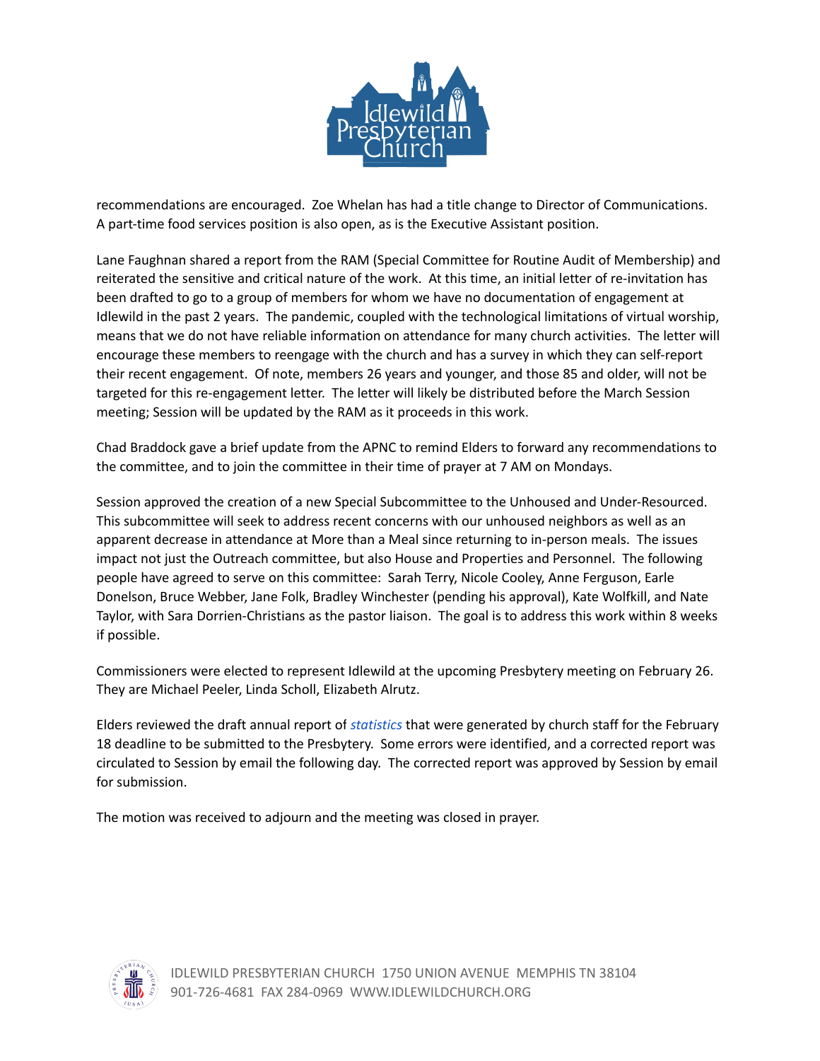recommendations are encouraged. Zoe Whelan has had a title change to Director of Communications. A part-time food services position is also open, as is the Executive Assistant position.

Lane Faughnan shared a report from the RAM (Special Committee for Routine Audit of Membership) and reiterated the sensitive and critical nature of the work. At this time, an initial letter of re-invitation has been drafted to go to a group of members for whom we have no documentation of engagement at Idlewild in the past 2 years. The pandemic, coupled with the technological limitations of virtual worship, means that we do not have reliable information on attendance for many church activities. The letter will encourage these members to reengage with the church and has a survey in which they can self-report their recent engagement. Of note, members 26 years and younger, and those 85 and older, will not be targeted for this re-engagement letter. The letter will likely be distributed before the March Session meeting; Session will be updated by the RAM as it proceeds in this work.

Chad Braddock gave a brief update from the APNC to remind Elders to forward any recommendations to the committee, and to join the committee in their time of prayer at 7 AM on Mondays.

Session approved the creation of a new Special Subcommittee to the Unhoused and Under-Resourced. This subcommittee will seek to address recent concerns with our unhoused neighbors as well as an apparent decrease in attendance at More than a Meal since returning to in-person meals. The issues impact not just the Outreach committee, but also House and Properties and Personnel. The following people have agreed to serve on this committee: Sarah Terry, Nicole Cooley, Anne Ferguson, Earle Donelson, Bruce Webber, Jane Folk, Bradley Winchester (pending his approval), Kate Wolfkill, and Nate Taylor, with Sara Dorrien-Christians as the pastor liaison. The goal is to address this work within 8 weeks if possible.

Commissioners were elected to represent Idlewild at the upcoming Presbytery meeting on February 26. They are Michael Peeler, Linda Scholl, Elizabeth Alrutz.

Elders reviewed the draft annual report of *statistics* that were generated by church staff for the February 18 deadline to be submitted to the Presbytery. Some errors were identified, and a corrected report was circulated to Session by email the following day. The corrected report was approved by Session by email for submission.

The motion was received to adjourn and the meeting was closed in prayer.